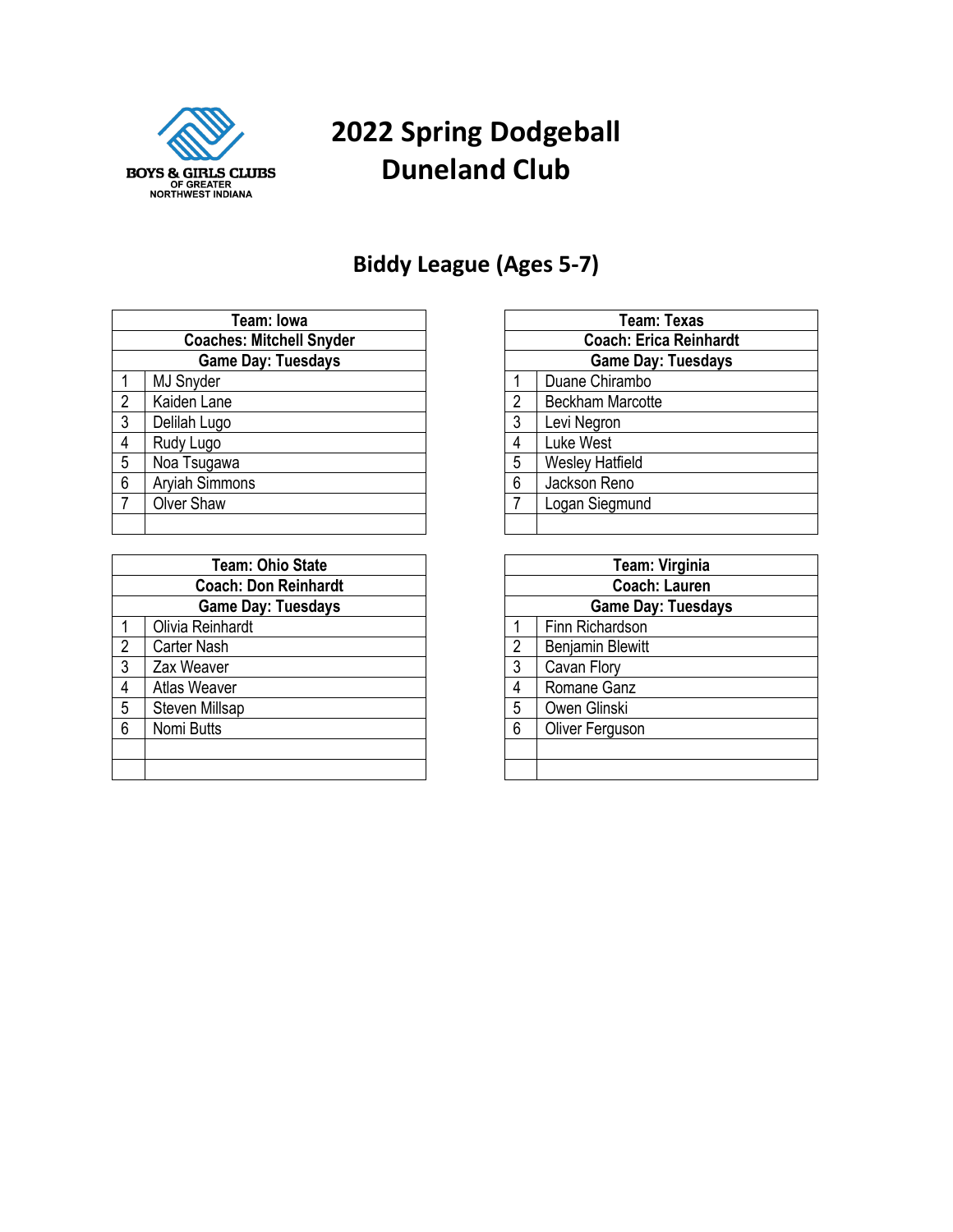BOYS & GIRLS CLUBS OF GREATER NORTHWEST INDIANA

# 2022 Spring Dodgeball
# Duneland Club

## Biddy League (Ages 5-7)

| Team: Iowa | |
|---|---|
| **Coaches: Mitchell Snyder** | |
| **Game Day: Tuesdays** | |
| 1 | MJ Snyder |
| 2 | Kaiden Lane |
| 3 | Delilah Lugo |
| 4 | Rudy Lugo |
| 5 | Noa Tsugawa |
| 6 | Aryiah Simmons |
| 7 | Olver Shaw |
| | |

| Team: Texas | |
|---|---|
| **Coach: Erica Reinhardt** | |
| **Game Day: Tuesdays** | |
| 1 | Duane Chirambo |
| 2 | Beckham Marcotte |
| 3 | Levi Negron |
| 4 | Luke West |
| 5 | Wesley Hatfield |
| 6 | Jackson Reno |
| 7 | Logan Siegmund |
| | |

| Team: Ohio State | |
|---|---|
| **Coach: Don Reinhardt** | |
| **Game Day: Tuesdays** | |
| 1 | Olivia Reinhardt |
| 2 | Carter Nash |
| 3 | Zax Weaver |
| 4 | Atlas Weaver |
| 5 | Steven Millsap |
| 6 | Nomi Butts |
| | |
| | |

| Team: Virginia | |
|---|---|
| **Coach: Lauren** | |
| **Game Day: Tuesdays** | |
| 1 | Finn Richardson |
| 2 | Benjamin Blewitt |
| 3 | Cavan Flory |
| 4 | Romane Ganz |
| 5 | Owen Glinski |
| 6 | Oliver Ferguson |
| | |
| | |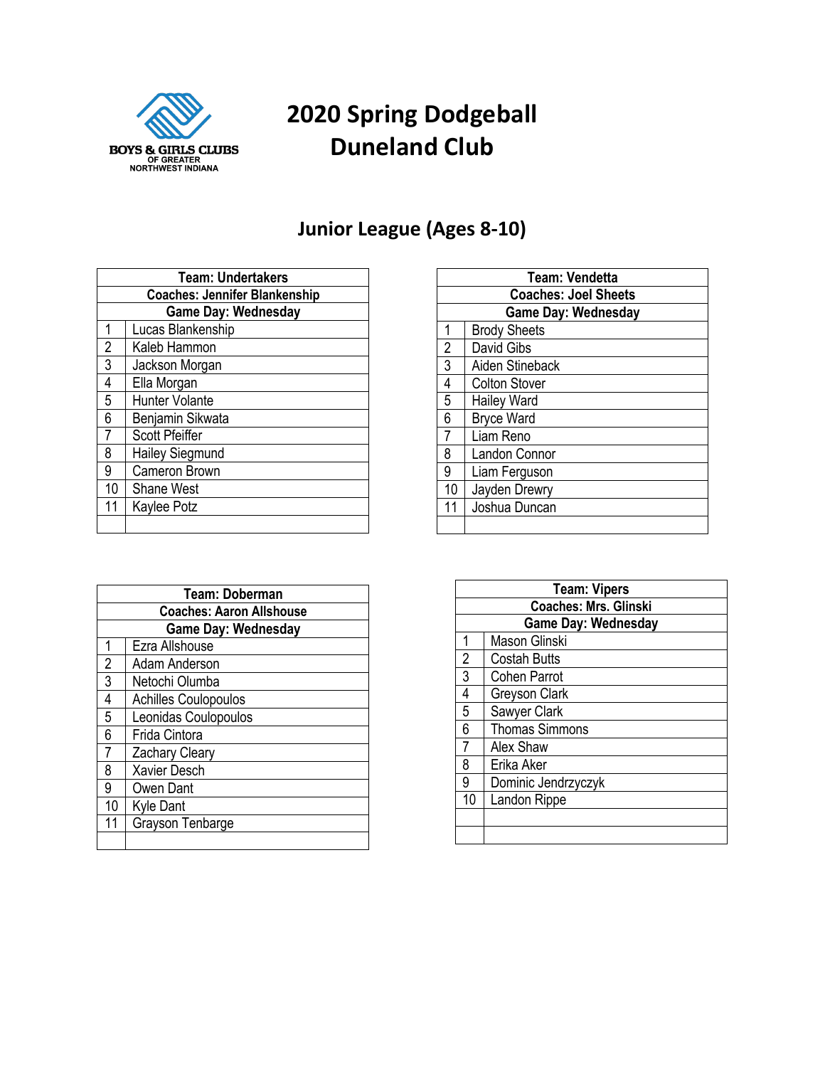# 2020 Spring Dodgeball
# Duneland Club

## Junior League (Ages 8-10)

| Team: Undertakers | |
|---|---|
| Coaches: Jennifer Blankenship | |
| Game Day: Wednesday | |
| 1 | Lucas Blankenship |
| 2 | Kaleb Hammon |
| 3 | Jackson Morgan |
| 4 | Ella Morgan |
| 5 | Hunter Volante |
| 6 | Benjamin Sikwata |
| 7 | Scott Pfeiffer |
| 8 | Hailey Siegmund |
| 9 | Cameron Brown |
| 10 | Shane West |
| 11 | Kaylee Potz |
| | |

| Team: Vendetta | |
|---|---|
| Coaches: Joel Sheets | |
| Game Day: Wednesday | |
| 1 | Brody Sheets |
| 2 | David Gibs |
| 3 | Aiden Stineback |
| 4 | Colton Stover |
| 5 | Hailey Ward |
| 6 | Bryce Ward |
| 7 | Liam Reno |
| 8 | Landon Connor |
| 9 | Liam Ferguson |
| 10 | Jayden Drewry |
| 11 | Joshua Duncan |
| | |

| Team: Doberman | |
|---|---|
| Coaches: Aaron Allshouse | |
| Game Day: Wednesday | |
| 1 | Ezra Allshouse |
| 2 | Adam Anderson |
| 3 | Netochi Olumba |
| 4 | Achilles Coulopoulos |
| 5 | Leonidas Coulopoulos |
| 6 | Frida Cintora |
| 7 | Zachary Cleary |
| 8 | Xavier Desch |
| 9 | Owen Dant |
| 10 | Kyle Dant |
| 11 | Grayson Tenbarge |
| | |

| Team: Vipers | |
|---|---|
| Coaches: Mrs. Glinski | |
| Game Day: Wednesday | |
| 1 | Mason Glinski |
| 2 | Costah Butts |
| 3 | Cohen Parrot |
| 4 | Greyson Clark |
| 5 | Sawyer Clark |
| 6 | Thomas Simmons |
| 7 | Alex Shaw |
| 8 | Erika Aker |
| 9 | Dominic Jendrzyczyk |
| 10 | Landon Rippe |
| | |
| | |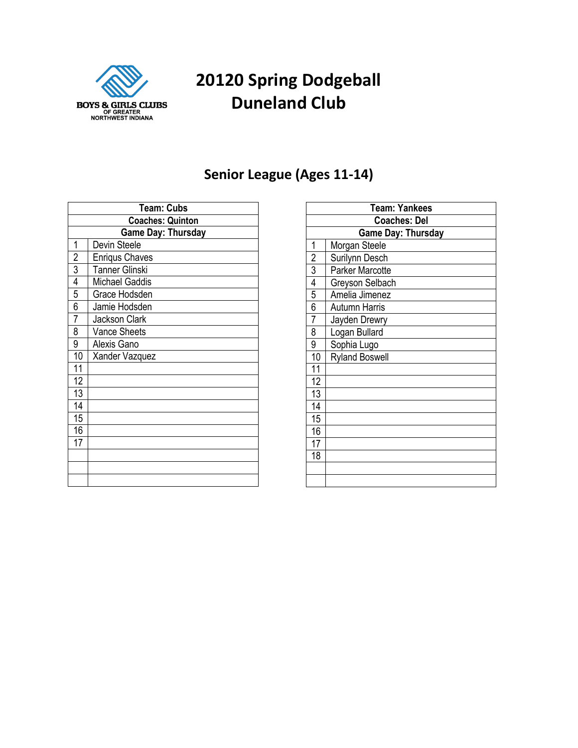BOYS & GIRLS CLUBS OF GREATER NORTHWEST INDIANA

# 20120 Spring Dodgeball
# Duneland Club

## Senior League (Ages 11-14)

| Team: Cubs | |
|---|---|
| Coaches: Quinton | |
| Game Day: Thursday | |
| 1 | Devin Steele |
| 2 | Enriqus Chaves |
| 3 | Tanner Glinski |
| 4 | Michael Gaddis |
| 5 | Grace Hodsden |
| 6 | Jamie Hodsden |
| 7 | Jackson Clark |
| 8 | Vance Sheets |
| 9 | Alexis Gano |
| 10 | Xander Vazquez |
| 11 | |
| 12 | |
| 13 | |
| 14 | |
| 15 | |
| 16 | |
| 17 | |
| | |
| | |
| | |

| Team: Yankees | |
|---|---|
| Coaches: Del | |
| Game Day: Thursday | |
| 1 | Morgan Steele |
| 2 | Surilynn Desch |
| 3 | Parker Marcotte |
| 4 | Greyson Selbach |
| 5 | Amelia Jimenez |
| 6 | Autumn Harris |
| 7 | Jayden Drewry |
| 8 | Logan Bullard |
| 9 | Sophia Lugo |
| 10 | Ryland Boswell |
| 11 | |
| 12 | |
| 13 | |
| 14 | |
| 15 | |
| 16 | |
| 17 | |
| 18 | |
| | |
| | |